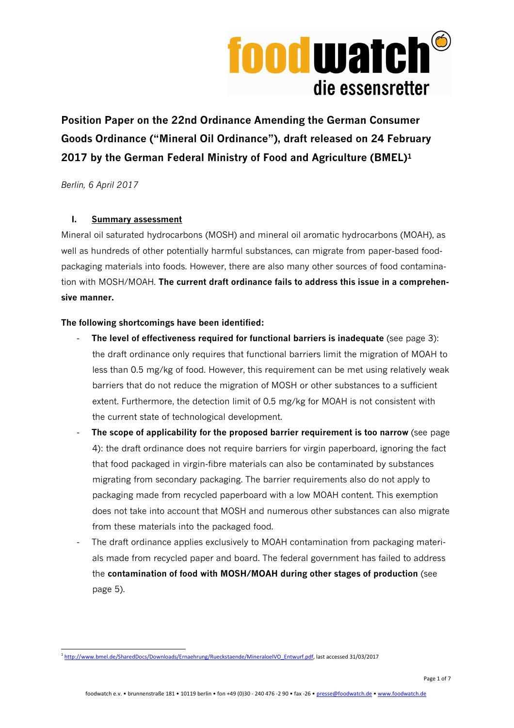# Position Paper on the 22nd Ordinance Amending the German Consumer Goods Ordinance ("Mineral Oil Ordinance"), draft released on 24 February 2017 by the German Federal Ministry of Food and Agriculture (BMEL)[1]

*Berlin, 6 April 2017*

## I. Summary assessment

Mineral oil saturated hydrocarbons (MOSH) and mineral oil aromatic hydrocarbons (MOAH), as well as hundreds of other potentially harmful substances, can migrate from paper-based food-packaging materials into foods. However, there are also many other sources of food contamination with MOSH/MOAH. **The current draft ordinance fails to address this issue in a comprehensive manner.**

**The following shortcomings have been identified:**

- **The level of effectiveness required for functional barriers is inadequate** (see page 3): the draft ordinance only requires that functional barriers limit the migration of MOAH to less than 0.5 mg/kg of food. However, this requirement can be met using relatively weak barriers that do not reduce the migration of MOSH or other substances to a sufficient extent. Furthermore, the detection limit of 0.5 mg/kg for MOAH is not consistent with the current state of technological development.
- **The scope of applicability for the proposed barrier requirement is too narrow** (see page 4): the draft ordinance does not require barriers for virgin paperboard, ignoring the fact that food packaged in virgin-fibre materials can also be contaminated by substances migrating from secondary packaging. The barrier requirements also do not apply to packaging made from recycled paperboard with a low MOAH content. This exemption does not take into account that MOSH and numerous other substances can also migrate from these materials into the packaged food.
- The draft ordinance applies exclusively to MOAH contamination from packaging materials made from recycled paper and board. The federal government has failed to address the **contamination of food with MOSH/MOAH during other stages of production** (see page 5).

[1] http://www.bmel.de/SharedDocs/Downloads/Ernaehrung/Rueckstaende/MineraloelVO_Entwurf.pdf, last accessed 31/03/2017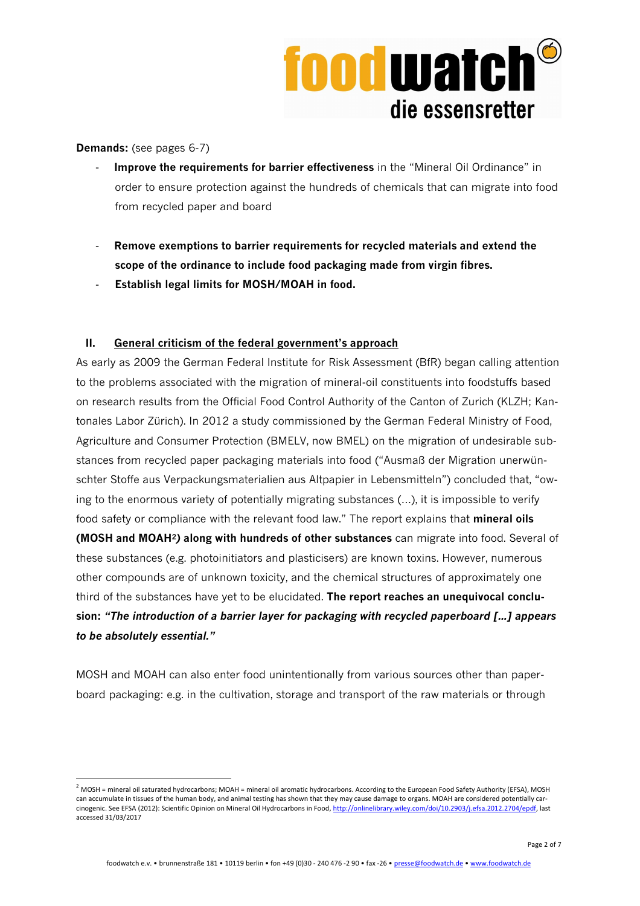**Demands:** (see pages 6-7)

- **Improve the requirements for barrier effectiveness** in the "Mineral Oil Ordinance" in order to ensure protection against the hundreds of chemicals that can migrate into food from recycled paper and board
- **Remove exemptions to barrier requirements for recycled materials and extend the scope of the ordinance to include food packaging made from virgin fibres.**
- **Establish legal limits for MOSH/MOAH in food.**

## II. General criticism of the federal government's approach

As early as 2009 the German Federal Institute for Risk Assessment (BfR) began calling attention to the problems associated with the migration of mineral-oil constituents into foodstuffs based on research results from the Official Food Control Authority of the Canton of Zurich (KLZH; Kantonales Labor Zürich). In 2012 a study commissioned by the German Federal Ministry of Food, Agriculture and Consumer Protection (BMELV, now BMEL) on the migration of undesirable substances from recycled paper packaging materials into food ("Ausmaß der Migration unerwünschter Stoffe aus Verpackungsmaterialien aus Altpapier in Lebensmitteln") concluded that, "owing to the enormous variety of potentially migrating substances (...), it is impossible to verify food safety or compliance with the relevant food law." The report explains that **mineral oils (MOSH and MOAH[2]) along with hundreds of other substances** can migrate into food. Several of these substances (e.g. photoinitiators and plasticisers) are known toxins. However, numerous other compounds are of unknown toxicity, and the chemical structures of approximately one third of the substances have yet to be elucidated. **The report reaches an unequivocal conclusion: *"The introduction of a barrier layer for packaging with recycled paperboard [...] appears to be absolutely essential."***

MOSH and MOAH can also enter food unintentionally from various sources other than paperboard packaging: e.g. in the cultivation, storage and transport of the raw materials or through

[2] MOSH = mineral oil saturated hydrocarbons; MOAH = mineral oil aromatic hydrocarbons. According to the European Food Safety Authority (EFSA), MOSH can accumulate in tissues of the human body, and animal testing has shown that they may cause damage to organs. MOAH are considered potentially carcinogenic. See EFSA (2012): Scientific Opinion on Mineral Oil Hydrocarbons in Food, http://onlinelibrary.wiley.com/doi/10.2903/j.efsa.2012.2704/epdf, last accessed 31/03/2017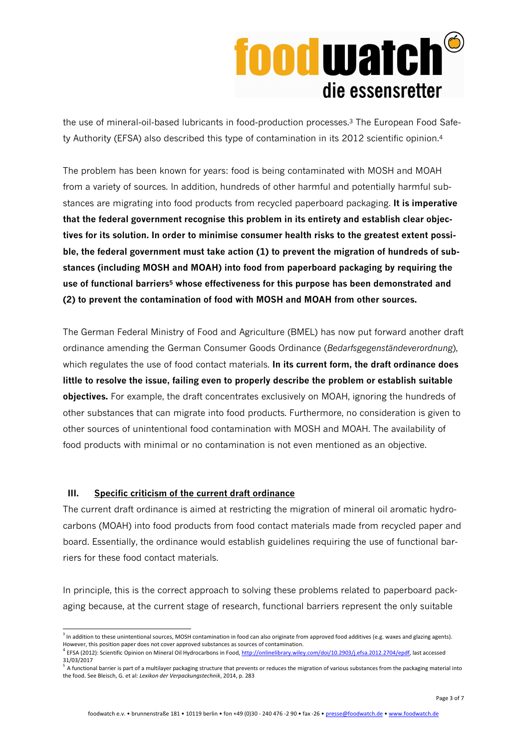the use of mineral-oil-based lubricants in food-production processes.[3] The European Food Safety Authority (EFSA) also described this type of contamination in its 2012 scientific opinion.[4]

The problem has been known for years: food is being contaminated with MOSH and MOAH from a variety of sources. In addition, hundreds of other harmful and potentially harmful substances are migrating into food products from recycled paperboard packaging. **It is imperative that the federal government recognise this problem in its entirety and establish clear objectives for its solution. In order to minimise consumer health risks to the greatest extent possible, the federal government must take action (1) to prevent the migration of hundreds of substances (including MOSH and MOAH) into food from paperboard packaging by requiring the use of functional barriers[5] whose effectiveness for this purpose has been demonstrated and (2) to prevent the contamination of food with MOSH and MOAH from other sources.**

The German Federal Ministry of Food and Agriculture (BMEL) has now put forward another draft ordinance amending the German Consumer Goods Ordinance (*Bedarfsgegenständeverordnung*), which regulates the use of food contact materials. **In its current form, the draft ordinance does little to resolve the issue, failing even to properly describe the problem or establish suitable objectives.** For example, the draft concentrates exclusively on MOAH, ignoring the hundreds of other substances that can migrate into food products. Furthermore, no consideration is given to other sources of unintentional food contamination with MOSH and MOAH. The availability of food products with minimal or no contamination is not even mentioned as an objective.

## III. <u>Specific criticism of the current draft ordinance</u>

The current draft ordinance is aimed at restricting the migration of mineral oil aromatic hydrocarbons (MOAH) into food products from food contact materials made from recycled paper and board. Essentially, the ordinance would establish guidelines requiring the use of functional barriers for these food contact materials.

In principle, this is the correct approach to solving these problems related to paperboard packaging because, at the current stage of research, functional barriers represent the only suitable

---

[3] In addition to these unintentional sources, MOSH contamination in food can also originate from approved food additives (e.g. waxes and glazing agents). However, this position paper does not cover approved substances as sources of contamination.

[4] EFSA (2012): Scientific Opinion on Mineral Oil Hydrocarbons in Food, http://onlinelibrary.wiley.com/doi/10.2903/j.efsa.2012.2704/epdf, last accessed 31/03/2017

[5] A functional barrier is part of a multilayer packaging structure that prevents or reduces the migration of various substances from the packaging material into the food. See Bleisch, G. et al: *Lexikon der Verpackungstechnik*, 2014, p. 283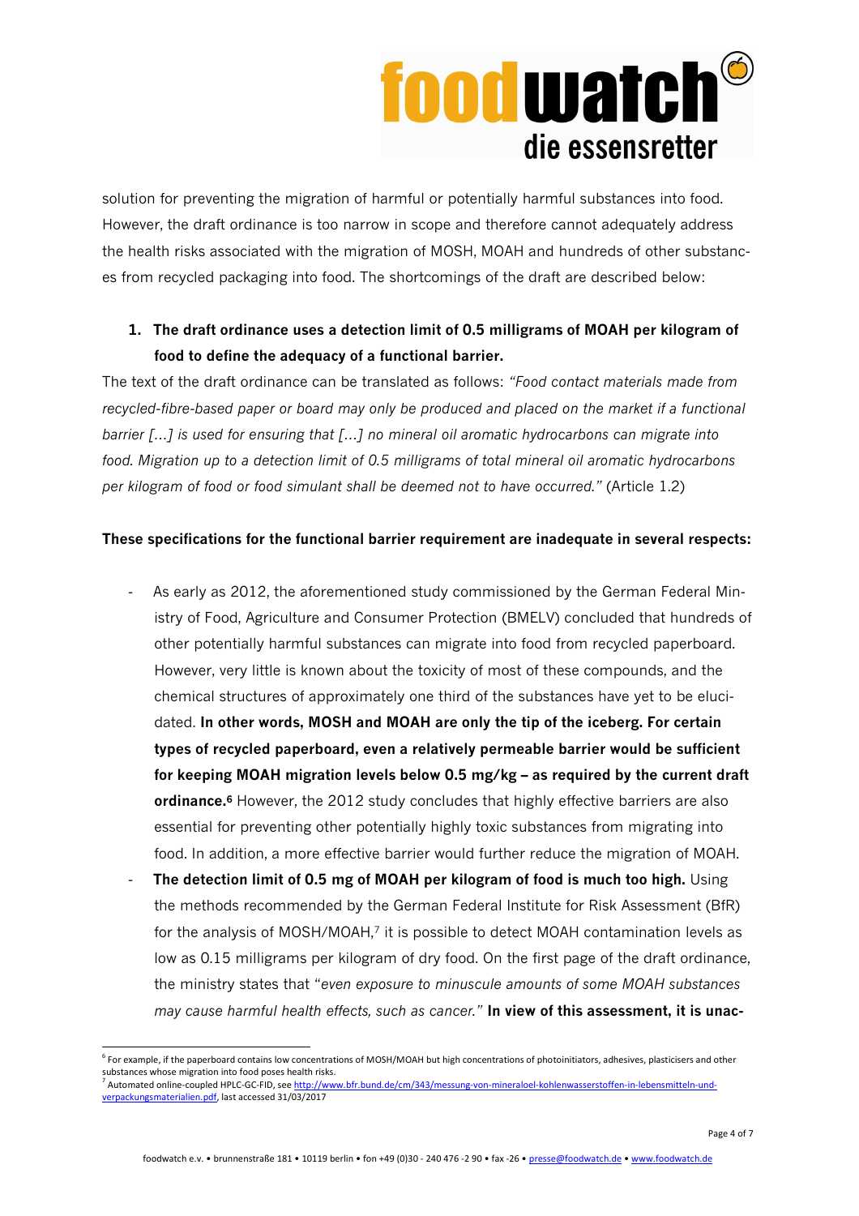solution for preventing the migration of harmful or potentially harmful substances into food. However, the draft ordinance is too narrow in scope and therefore cannot adequately address the health risks associated with the migration of MOSH, MOAH and hundreds of other substances from recycled packaging into food. The shortcomings of the draft are described below:

1. **The draft ordinance uses a detection limit of 0.5 milligrams of MOAH per kilogram of food to define the adequacy of a functional barrier.**

The text of the draft ordinance can be translated as follows: *"Food contact materials made from recycled-fibre-based paper or board may only be produced and placed on the market if a functional barrier […] is used for ensuring that […] no mineral oil aromatic hydrocarbons can migrate into food. Migration up to a detection limit of 0.5 milligrams of total mineral oil aromatic hydrocarbons per kilogram of food or food simulant shall be deemed not to have occurred."* (Article 1.2)

**These specifications for the functional barrier requirement are inadequate in several respects:**

- As early as 2012, the aforementioned study commissioned by the German Federal Ministry of Food, Agriculture and Consumer Protection (BMELV) concluded that hundreds of other potentially harmful substances can migrate into food from recycled paperboard. However, very little is known about the toxicity of most of these compounds, and the chemical structures of approximately one third of the substances have yet to be elucidated. **In other words, MOSH and MOAH are only the tip of the iceberg. For certain types of recycled paperboard, even a relatively permeable barrier would be sufficient for keeping MOAH migration levels below 0.5 mg/kg – as required by the current draft ordinance.[6]** However, the 2012 study concludes that highly effective barriers are also essential for preventing other potentially highly toxic substances from migrating into food. In addition, a more effective barrier would further reduce the migration of MOAH.
- **The detection limit of 0.5 mg of MOAH per kilogram of food is much too high.** Using the methods recommended by the German Federal Institute for Risk Assessment (BfR) for the analysis of MOSH/MOAH,[7] it is possible to detect MOAH contamination levels as low as 0.15 milligrams per kilogram of dry food. On the first page of the draft ordinance, the ministry states that "*even exposure to minuscule amounts of some MOAH substances may cause harmful health effects, such as cancer."* **In view of this assessment, it is unac-**

[6] For example, if the paperboard contains low concentrations of MOSH/MOAH but high concentrations of photoinitiators, adhesives, plasticisers and other substances whose migration into food poses health risks.

[7] Automated online-coupled HPLC-GC-FID, see http://www.bfr.bund.de/cm/343/messung-von-mineraloel-kohlenwasserstoffen-in-lebensmitteln-und-verpackungsmaterialien.pdf, last accessed 31/03/2017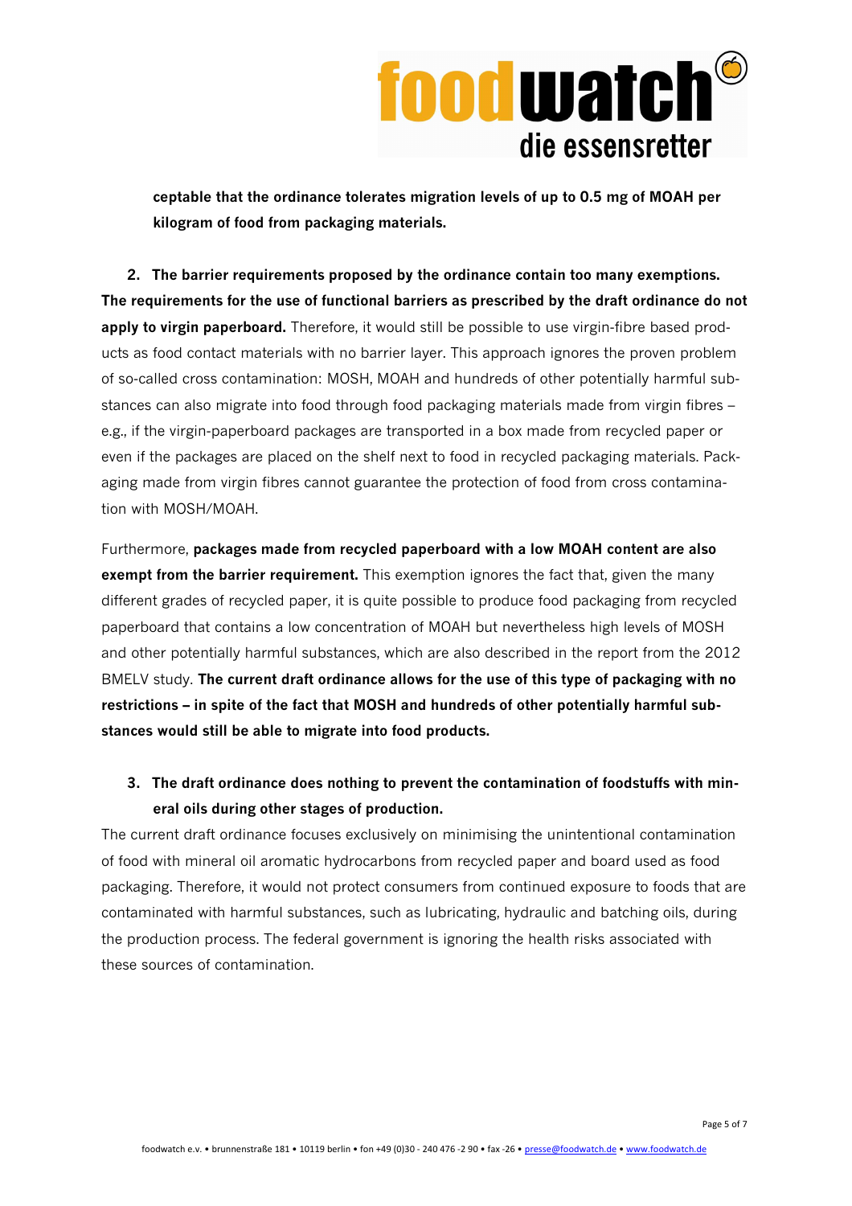**ceptable that the ordinance tolerates migration levels of up to 0.5 mg of MOAH per kilogram of food from packaging materials.**

2. **The barrier requirements proposed by the ordinance contain too many exemptions.**

**The requirements for the use of functional barriers as prescribed by the draft ordinance do not apply to virgin paperboard.** Therefore, it would still be possible to use virgin-fibre based products as food contact materials with no barrier layer. This approach ignores the proven problem of so-called cross contamination: MOSH, MOAH and hundreds of other potentially harmful substances can also migrate into food through food packaging materials made from virgin fibres – e.g., if the virgin-paperboard packages are transported in a box made from recycled paper or even if the packages are placed on the shelf next to food in recycled packaging materials. Packaging made from virgin fibres cannot guarantee the protection of food from cross contamination with MOSH/MOAH.

Furthermore, **packages made from recycled paperboard with a low MOAH content are also exempt from the barrier requirement.** This exemption ignores the fact that, given the many different grades of recycled paper, it is quite possible to produce food packaging from recycled paperboard that contains a low concentration of MOAH but nevertheless high levels of MOSH and other potentially harmful substances, which are also described in the report from the 2012 BMELV study. **The current draft ordinance allows for the use of this type of packaging with no restrictions – in spite of the fact that MOSH and hundreds of other potentially harmful substances would still be able to migrate into food products.**

3. **The draft ordinance does nothing to prevent the contamination of foodstuffs with mineral oils during other stages of production.**

The current draft ordinance focuses exclusively on minimising the unintentional contamination of food with mineral oil aromatic hydrocarbons from recycled paper and board used as food packaging. Therefore, it would not protect consumers from continued exposure to foods that are contaminated with harmful substances, such as lubricating, hydraulic and batching oils, during the production process. The federal government is ignoring the health risks associated with these sources of contamination.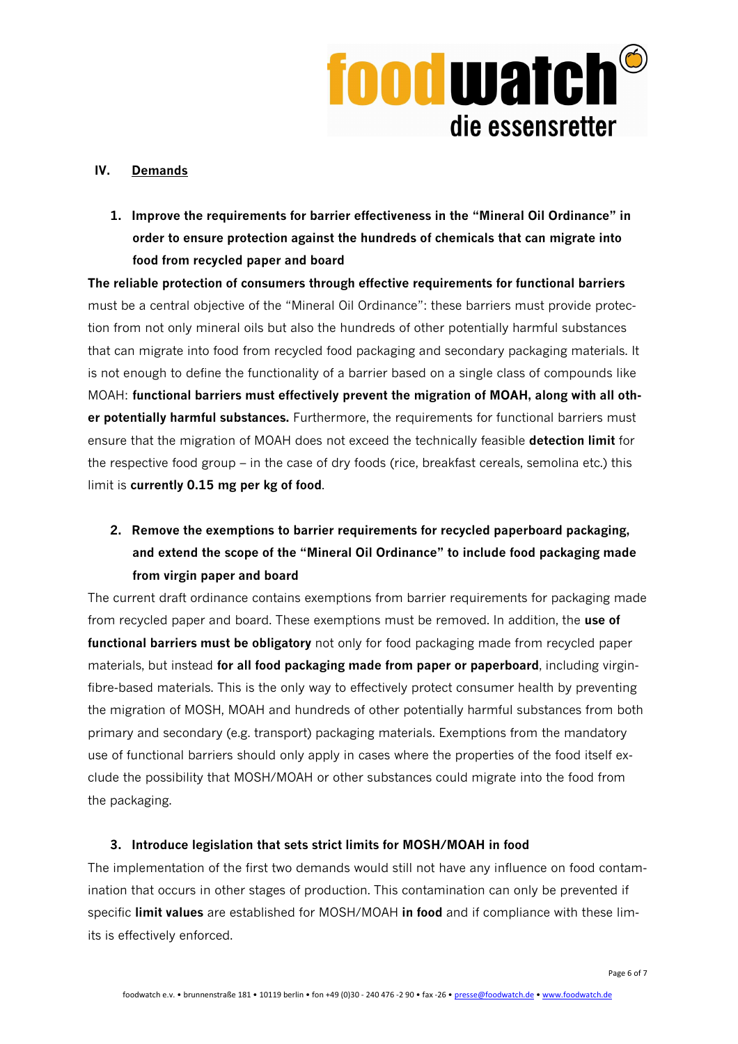## IV. Demands

### 1. Improve the requirements for barrier effectiveness in the "Mineral Oil Ordinance" in order to ensure protection against the hundreds of chemicals that can migrate into food from recycled paper and board

**The reliable protection of consumers through effective requirements for functional barriers** must be a central objective of the "Mineral Oil Ordinance": these barriers must provide protection from not only mineral oils but also the hundreds of other potentially harmful substances that can migrate into food from recycled food packaging and secondary packaging materials. It is not enough to define the functionality of a barrier based on a single class of compounds like MOAH: **functional barriers must effectively prevent the migration of MOAH, along with all other potentially harmful substances.** Furthermore, the requirements for functional barriers must ensure that the migration of MOAH does not exceed the technically feasible **detection limit** for the respective food group – in the case of dry foods (rice, breakfast cereals, semolina etc.) this limit is **currently 0.15 mg per kg of food**.

### 2. Remove the exemptions to barrier requirements for recycled paperboard packaging, and extend the scope of the "Mineral Oil Ordinance" to include food packaging made from virgin paper and board

The current draft ordinance contains exemptions from barrier requirements for packaging made from recycled paper and board. These exemptions must be removed. In addition, the **use of functional barriers must be obligatory** not only for food packaging made from recycled paper materials, but instead **for all food packaging made from paper or paperboard**, including virgin-fibre-based materials. This is the only way to effectively protect consumer health by preventing the migration of MOSH, MOAH and hundreds of other potentially harmful substances from both primary and secondary (e.g. transport) packaging materials. Exemptions from the mandatory use of functional barriers should only apply in cases where the properties of the food itself exclude the possibility that MOSH/MOAH or other substances could migrate into the food from the packaging.

### 3. Introduce legislation that sets strict limits for MOSH/MOAH in food

The implementation of the first two demands would still not have any influence on food contamination that occurs in other stages of production. This contamination can only be prevented if specific **limit values** are established for MOSH/MOAH **in food** and if compliance with these limits is effectively enforced.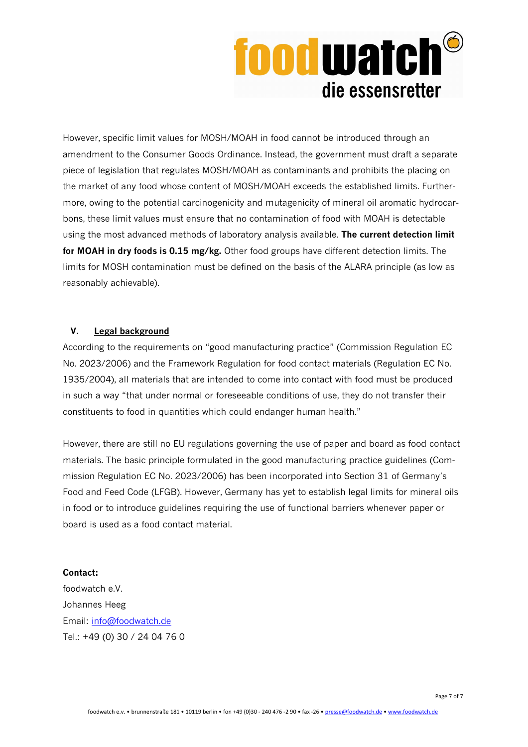However, specific limit values for MOSH/MOAH in food cannot be introduced through an amendment to the Consumer Goods Ordinance. Instead, the government must draft a separate piece of legislation that regulates MOSH/MOAH as contaminants and prohibits the placing on the market of any food whose content of MOSH/MOAH exceeds the established limits. Furthermore, owing to the potential carcinogenicity and mutagenicity of mineral oil aromatic hydrocarbons, these limit values must ensure that no contamination of food with MOAH is detectable using the most advanced methods of laboratory analysis available. **The current detection limit for MOAH in dry foods is 0.15 mg/kg.** Other food groups have different detection limits. The limits for MOSH contamination must be defined on the basis of the ALARA principle (as low as reasonably achievable).

## V. Legal background

According to the requirements on "good manufacturing practice" (Commission Regulation EC No. 2023/2006) and the Framework Regulation for food contact materials (Regulation EC No. 1935/2004), all materials that are intended to come into contact with food must be produced in such a way "that under normal or foreseeable conditions of use, they do not transfer their constituents to food in quantities which could endanger human health."

However, there are still no EU regulations governing the use of paper and board as food contact materials. The basic principle formulated in the good manufacturing practice guidelines (Commission Regulation EC No. 2023/2006) has been incorporated into Section 31 of Germany's Food and Feed Code (LFGB). However, Germany has yet to establish legal limits for mineral oils in food or to introduce guidelines requiring the use of functional barriers whenever paper or board is used as a food contact material.

**Contact:**
foodwatch e.V.
Johannes Heeg
Email: info@foodwatch.de
Tel.: +49 (0) 30 / 24 04 76 0